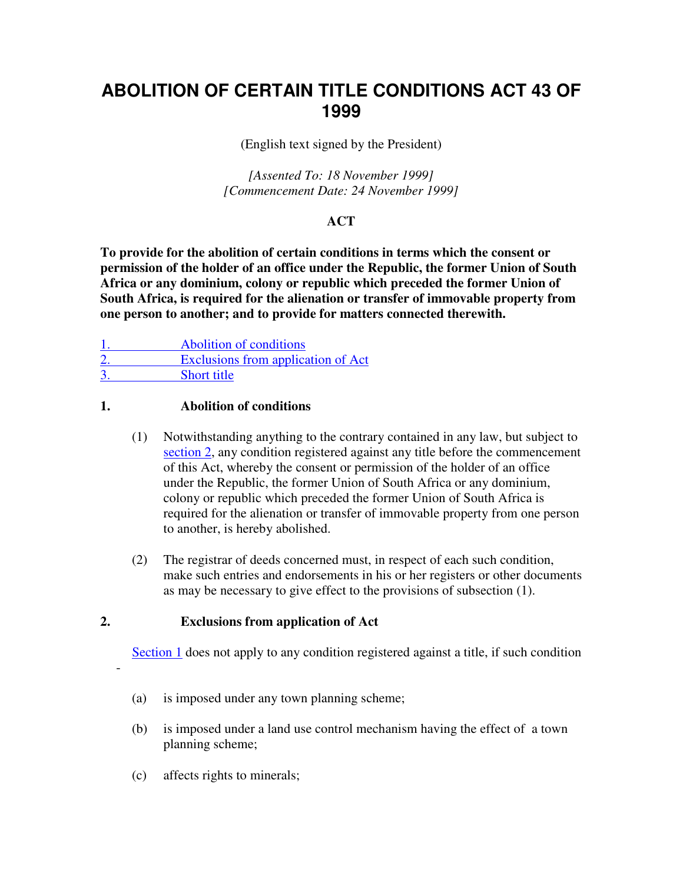# ABOLITION OF CERTAIN TITLE CONDITIONS ACT 43 OF 1999

(English text signed by the President)

*[Assented To: 18 November 1999]*
*[Commencement Date: 24 November 1999]*

**ACT**

**To provide for the abolition of certain conditions in terms which the consent or permission of the holder of an office under the Republic, the former Union of South Africa or any dominium, colony or republic which preceded the former Union of South Africa, is required for the alienation or transfer of immovable property from one person to another; and to provide for matters connected therewith.**

1. Abolition of conditions
2. Exclusions from application of Act
3. Short title

## 1. Abolition of conditions

(1) Notwithstanding anything to the contrary contained in any law, but subject to section 2, any condition registered against any title before the commencement of this Act, whereby the consent or permission of the holder of an office under the Republic, the former Union of South Africa or any dominium, colony or republic which preceded the former Union of South Africa is required for the alienation or transfer of immovable property from one person to another, is hereby abolished.

(2) The registrar of deeds concerned must, in respect of each such condition, make such entries and endorsements in his or her registers or other documents as may be necessary to give effect to the provisions of subsection (1).

## 2. Exclusions from application of Act

Section 1 does not apply to any condition registered against a title, if such condition -

(a) is imposed under any town planning scheme;

(b) is imposed under a land use control mechanism having the effect of a town planning scheme;

(c) affects rights to minerals;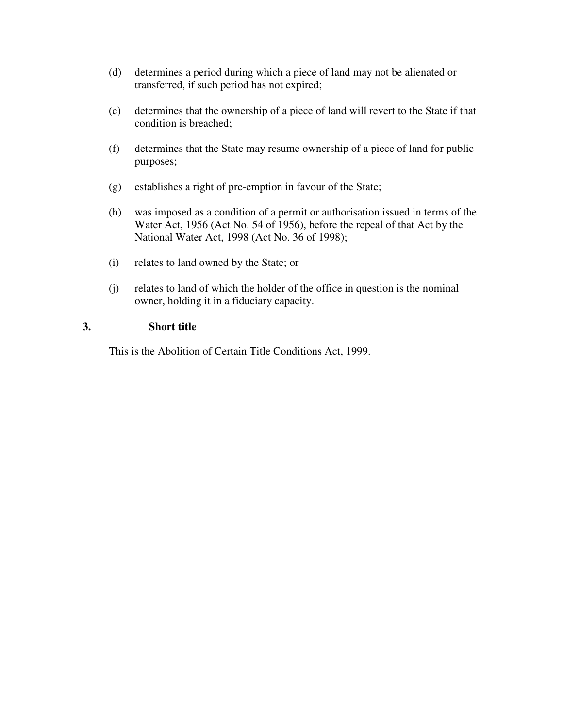(d) determines a period during which a piece of land may not be alienated or transferred, if such period has not expired;

(e) determines that the ownership of a piece of land will revert to the State if that condition is breached;

(f) determines that the State may resume ownership of a piece of land for public purposes;

(g) establishes a right of pre-emption in favour of the State;

(h) was imposed as a condition of a permit or authorisation issued in terms of the Water Act, 1956 (Act No. 54 of 1956), before the repeal of that Act by the National Water Act, 1998 (Act No. 36 of 1998);

(i) relates to land owned by the State; or

(j) relates to land of which the holder of the office in question is the nominal owner, holding it in a fiduciary capacity.

## 3. Short title

This is the Abolition of Certain Title Conditions Act, 1999.